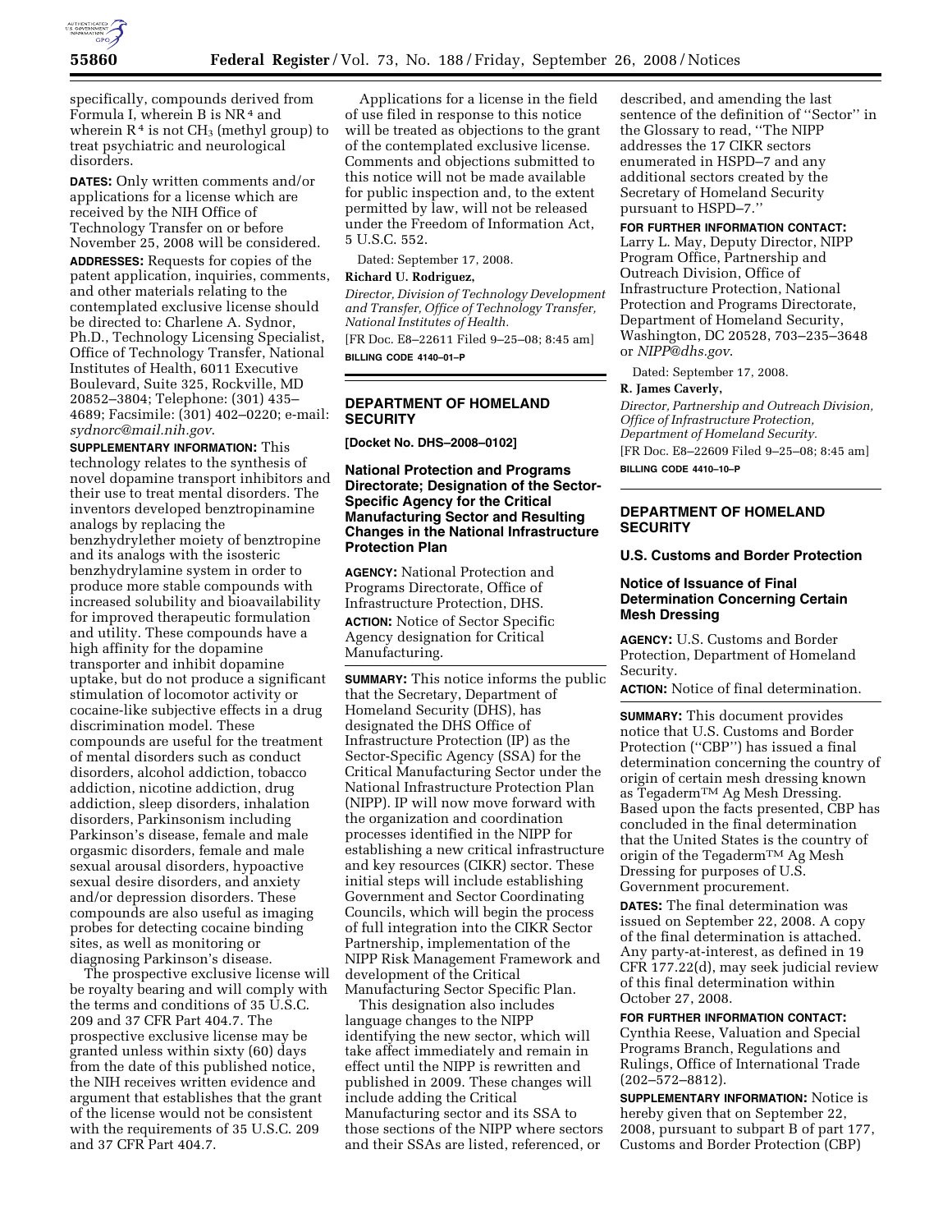specifically, compounds derived from Formula I, wherein B is $NR^4$ and wherein $R^4$ is not $CH_3$ (methyl group) to treat psychiatric and neurological disorders.

**DATES:** Only written comments and/or applications for a license which are received by the NIH Office of Technology Transfer on or before November 25, 2008 will be considered.

**ADDRESSES:** Requests for copies of the patent application, inquiries, comments, and other materials relating to the contemplated exclusive license should be directed to: Charlene A. Sydnor, Ph.D., Technology Licensing Specialist, Office of Technology Transfer, National Institutes of Health, 6011 Executive Boulevard, Suite 325, Rockville, MD 20852–3804; Telephone: (301) 435–4689; Facsimile: (301) 402–0220; e-mail: *sydnorc@mail.nih.gov*.

**SUPPLEMENTARY INFORMATION:** This technology relates to the synthesis of novel dopamine transport inhibitors and their use to treat mental disorders. The inventors developed benztropinamine analogs by replacing the benzhydrylether moiety of benztropine and its analogs with the isosteric benzhydrylamine system in order to produce more stable compounds with increased solubility and bioavailability for improved therapeutic formulation and utility. These compounds have a high affinity for the dopamine transporter and inhibit dopamine uptake, but do not produce a significant stimulation of locomotor activity or cocaine-like subjective effects in a drug discrimination model. These compounds are useful for the treatment of mental disorders such as conduct disorders, alcohol addiction, tobacco addiction, nicotine addiction, drug addiction, sleep disorders, inhalation disorders, Parkinsonism including Parkinson's disease, female and male orgasmic disorders, female and male sexual arousal disorders, hypoactive sexual desire disorders, and anxiety and/or depression disorders. These compounds are also useful as imaging probes for detecting cocaine binding sites, as well as monitoring or diagnosing Parkinson's disease.

The prospective exclusive license will be royalty bearing and will comply with the terms and conditions of 35 U.S.C. 209 and 37 CFR Part 404.7. The prospective exclusive license may be granted unless within sixty (60) days from the date of this published notice, the NIH receives written evidence and argument that establishes that the grant of the license would not be consistent with the requirements of 35 U.S.C. 209 and 37 CFR Part 404.7.

Applications for a license in the field of use filed in response to this notice will be treated as objections to the grant of the contemplated exclusive license. Comments and objections submitted to this notice will not be made available for public inspection and, to the extent permitted by law, will not be released under the Freedom of Information Act, 5 U.S.C. 552.

Dated: September 17, 2008.

**Richard U. Rodriguez,**

*Director, Division of Technology Development and Transfer, Office of Technology Transfer, National Institutes of Health.*

[FR Doc. E8–22611 Filed 9–25–08; 8:45 am]

**BILLING CODE 4140–01–P**

## DEPARTMENT OF HOMELAND SECURITY

**[Docket No. DHS–2008–0102]**

### National Protection and Programs Directorate; Designation of the Sector-Specific Agency for the Critical Manufacturing Sector and Resulting Changes in the National Infrastructure Protection Plan

**AGENCY:** National Protection and Programs Directorate, Office of Infrastructure Protection, DHS.

**ACTION:** Notice of Sector Specific Agency designation for Critical Manufacturing.

**SUMMARY:** This notice informs the public that the Secretary, Department of Homeland Security (DHS), has designated the DHS Office of Infrastructure Protection (IP) as the Sector-Specific Agency (SSA) for the Critical Manufacturing Sector under the National Infrastructure Protection Plan (NIPP). IP will now move forward with the organization and coordination processes identified in the NIPP for establishing a new critical infrastructure and key resources (CIKR) sector. These initial steps will include establishing Government and Sector Coordinating Councils, which will begin the process of full integration into the CIKR Sector Partnership, implementation of the NIPP Risk Management Framework and development of the Critical Manufacturing Sector Specific Plan.

This designation also includes language changes to the NIPP identifying the new sector, which will take affect immediately and remain in effect until the NIPP is rewritten and published in 2009. These changes will include adding the Critical Manufacturing sector and its SSA to those sections of the NIPP where sectors and their SSAs are listed, referenced, or described, and amending the last sentence of the definition of ''Sector'' in the Glossary to read, ''The NIPP addresses the 17 CIKR sectors enumerated in HSPD–7 and any additional sectors created by the Secretary of Homeland Security pursuant to HSPD–7.''

**FOR FURTHER INFORMATION CONTACT:** Larry L. May, Deputy Director, NIPP Program Office, Partnership and Outreach Division, Office of Infrastructure Protection, National Protection and Programs Directorate, Department of Homeland Security, Washington, DC 20528, 703–235–3648 or *NIPP@dhs.gov*.

Dated: September 17, 2008.

**R. James Caverly,**

*Director, Partnership and Outreach Division, Office of Infrastructure Protection, Department of Homeland Security.*

[FR Doc. E8–22609 Filed 9–25–08; 8:45 am]

**BILLING CODE 4410–10–P**

## DEPARTMENT OF HOMELAND SECURITY

### U.S. Customs and Border Protection

### Notice of Issuance of Final Determination Concerning Certain Mesh Dressing

**AGENCY:** U.S. Customs and Border Protection, Department of Homeland Security.

**ACTION:** Notice of final determination.

**SUMMARY:** This document provides notice that U.S. Customs and Border Protection (''CBP'') has issued a final determination concerning the country of origin of certain mesh dressing known as Tegaderm™ Ag Mesh Dressing. Based upon the facts presented, CBP has concluded in the final determination that the United States is the country of origin of the Tegaderm™ Ag Mesh Dressing for purposes of U.S. Government procurement.

**DATES:** The final determination was issued on September 22, 2008. A copy of the final determination is attached. Any party-at-interest, as defined in 19 CFR 177.22(d), may seek judicial review of this final determination within October 27, 2008.

**FOR FURTHER INFORMATION CONTACT:** Cynthia Reese, Valuation and Special Programs Branch, Regulations and Rulings, Office of International Trade (202–572–8812).

**SUPPLEMENTARY INFORMATION:** Notice is hereby given that on September 22, 2008, pursuant to subpart B of part 177, Customs and Border Protection (CBP)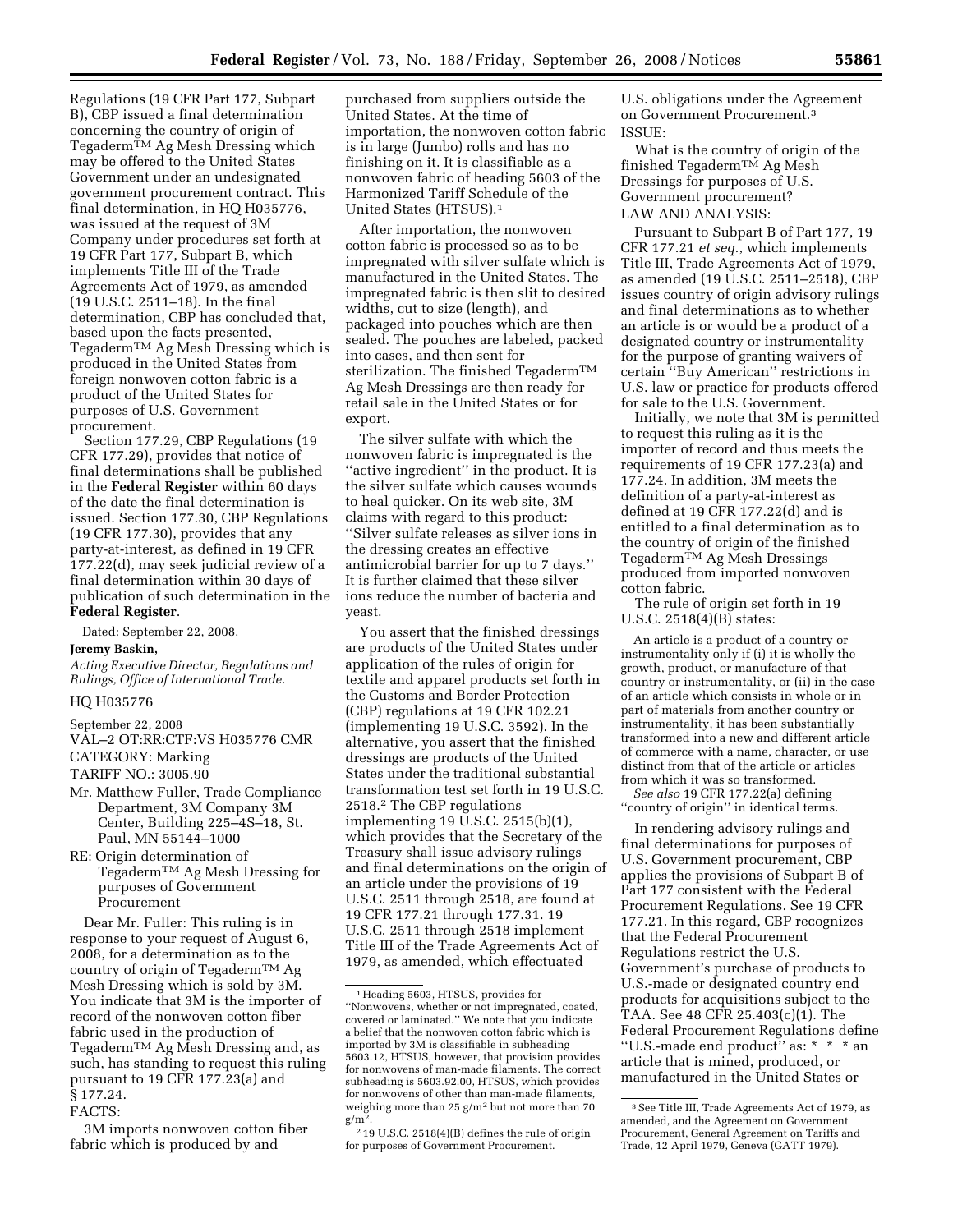Regulations (19 CFR Part 177, Subpart B), CBP issued a final determination concerning the country of origin of Tegaderm™ Ag Mesh Dressing which may be offered to the United States Government under an undesignated government procurement contract. This final determination, in HQ H035776, was issued at the request of 3M Company under procedures set forth at 19 CFR Part 177, Subpart B, which implements Title III of the Trade Agreements Act of 1979, as amended (19 U.S.C. 2511–18). In the final determination, CBP has concluded that, based upon the facts presented, Tegaderm™ Ag Mesh Dressing which is produced in the United States from foreign nonwoven cotton fabric is a product of the United States for purposes of U.S. Government procurement.

Section 177.29, CBP Regulations (19 CFR 177.29), provides that notice of final determinations shall be published in the **Federal Register** within 60 days of the date the final determination is issued. Section 177.30, CBP Regulations (19 CFR 177.30), provides that any party-at-interest, as defined in 19 CFR 177.22(d), may seek judicial review of a final determination within 30 days of publication of such determination in the **Federal Register**.

Dated: September 22, 2008.

**Jeremy Baskin,**

*Acting Executive Director, Regulations and Rulings, Office of International Trade.*

HQ H035776

September 22, 2008

VAL–2 OT:RR:CTF:VS H035776 CMR

CATEGORY: Marking

TARIFF NO.: 3005.90

Mr. Matthew Fuller, Trade Compliance Department, 3M Company 3M Center, Building 225–4S–18, St. Paul, MN 55144–1000

RE: Origin determination of Tegaderm™ Ag Mesh Dressing for purposes of Government Procurement

Dear Mr. Fuller: This ruling is in response to your request of August 6, 2008, for a determination as to the country of origin of Tegaderm™ Ag Mesh Dressing which is sold by 3M. You indicate that 3M is the importer of record of the nonwoven cotton fiber fabric used in the production of Tegaderm™ Ag Mesh Dressing and, as such, has standing to request this ruling pursuant to 19 CFR 177.23(a) and § 177.24.

FACTS:

3M imports nonwoven cotton fiber fabric which is produced by and purchased from suppliers outside the United States. At the time of importation, the nonwoven cotton fabric is in large (Jumbo) rolls and has no finishing on it. It is classifiable as a nonwoven fabric of heading 5603 of the Harmonized Tariff Schedule of the United States (HTSUS).[1]

After importation, the nonwoven cotton fabric is processed so as to be impregnated with silver sulfate which is manufactured in the United States. The impregnated fabric is then slit to desired widths, cut to size (length), and packaged into pouches which are then sealed. The pouches are labeled, packed into cases, and then sent for sterilization. The finished Tegaderm™ Ag Mesh Dressings are then ready for retail sale in the United States or for export.

The silver sulfate with which the nonwoven fabric is impregnated is the ''active ingredient'' in the product. It is the silver sulfate which causes wounds to heal quicker. On its web site, 3M claims with regard to this product: ''Silver sulfate releases as silver ions in the dressing creates an effective antimicrobial barrier for up to 7 days.'' It is further claimed that these silver ions reduce the number of bacteria and yeast.

You assert that the finished dressings are products of the United States under application of the rules of origin for textile and apparel products set forth in the Customs and Border Protection (CBP) regulations at 19 CFR 102.21 (implementing 19 U.S.C. 3592). In the alternative, you assert that the finished dressings are products of the United States under the traditional substantial transformation test set forth in 19 U.S.C. 2518.[2] The CBP regulations implementing 19 U.S.C. 2515(b)(1), which provides that the Secretary of the Treasury shall issue advisory rulings and final determinations on the origin of an article under the provisions of 19 U.S.C. 2511 through 2518, are found at 19 CFR 177.21 through 177.31. 19 U.S.C. 2511 through 2518 implement Title III of the Trade Agreements Act of 1979, as amended, which effectuated U.S. obligations under the Agreement on Government Procurement.[3]

ISSUE:

What is the country of origin of the finished Tegaderm™ Ag Mesh Dressings for purposes of U.S. Government procurement?

LAW AND ANALYSIS:

Pursuant to Subpart B of Part 177, 19 CFR 177.21 *et seq.*, which implements Title III, Trade Agreements Act of 1979, as amended (19 U.S.C. 2511–2518), CBP issues country of origin advisory rulings and final determinations as to whether an article is or would be a product of a designated country or instrumentality for the purpose of granting waivers of certain ''Buy American'' restrictions in U.S. law or practice for products offered for sale to the U.S. Government.

Initially, we note that 3M is permitted to request this ruling as it is the importer of record and thus meets the requirements of 19 CFR 177.23(a) and 177.24. In addition, 3M meets the definition of a party-at-interest as defined at 19 CFR 177.22(d) and is entitled to a final determination as to the country of origin of the finished Tegaderm™ Ag Mesh Dressings produced from imported nonwoven cotton fabric.

The rule of origin set forth in 19 U.S.C. 2518(4)(B) states:

> An article is a product of a country or instrumentality only if (i) it is wholly the growth, product, or manufacture of that country or instrumentality, or (ii) in the case of an article which consists in whole or in part of materials from another country or instrumentality, it has been substantially transformed into a new and different article of commerce with a name, character, or use distinct from that of the article or articles from which it was so transformed.

*See also* 19 CFR 177.22(a) defining ''country of origin'' in identical terms.

In rendering advisory rulings and final determinations for purposes of U.S. Government procurement, CBP applies the provisions of Subpart B of Part 177 consistent with the Federal Procurement Regulations. See 19 CFR 177.21. In this regard, CBP recognizes that the Federal Procurement Regulations restrict the U.S. Government's purchase of products to U.S.-made or designated country end products for acquisitions subject to the TAA. See 48 CFR 25.403(c)(1). The Federal Procurement Regulations define ''U.S.-made end product'' as: * * * an article that is mined, produced, or manufactured in the United States or

---

[1] Heading 5603, HTSUS, provides for ''Nonwovens, whether or not impregnated, coated, covered or laminated.'' We note that you indicate a belief that the nonwoven cotton fabric which is imported by 3M is classifiable in subheading 5603.12, HTSUS, however, that provision provides for nonwovens of man-made filaments. The correct subheading is 5603.92.00, HTSUS, which provides for nonwovens of other than man-made filaments, weighing more than 25 $g/m^2$ but not more than 70 $g/m^2$.

[2] 19 U.S.C. 2518(4)(B) defines the rule of origin for purposes of Government Procurement.

[3] See Title III, Trade Agreements Act of 1979, as amended, and the Agreement on Government Procurement, General Agreement on Tariffs and Trade, 12 April 1979, Geneva (GATT 1979).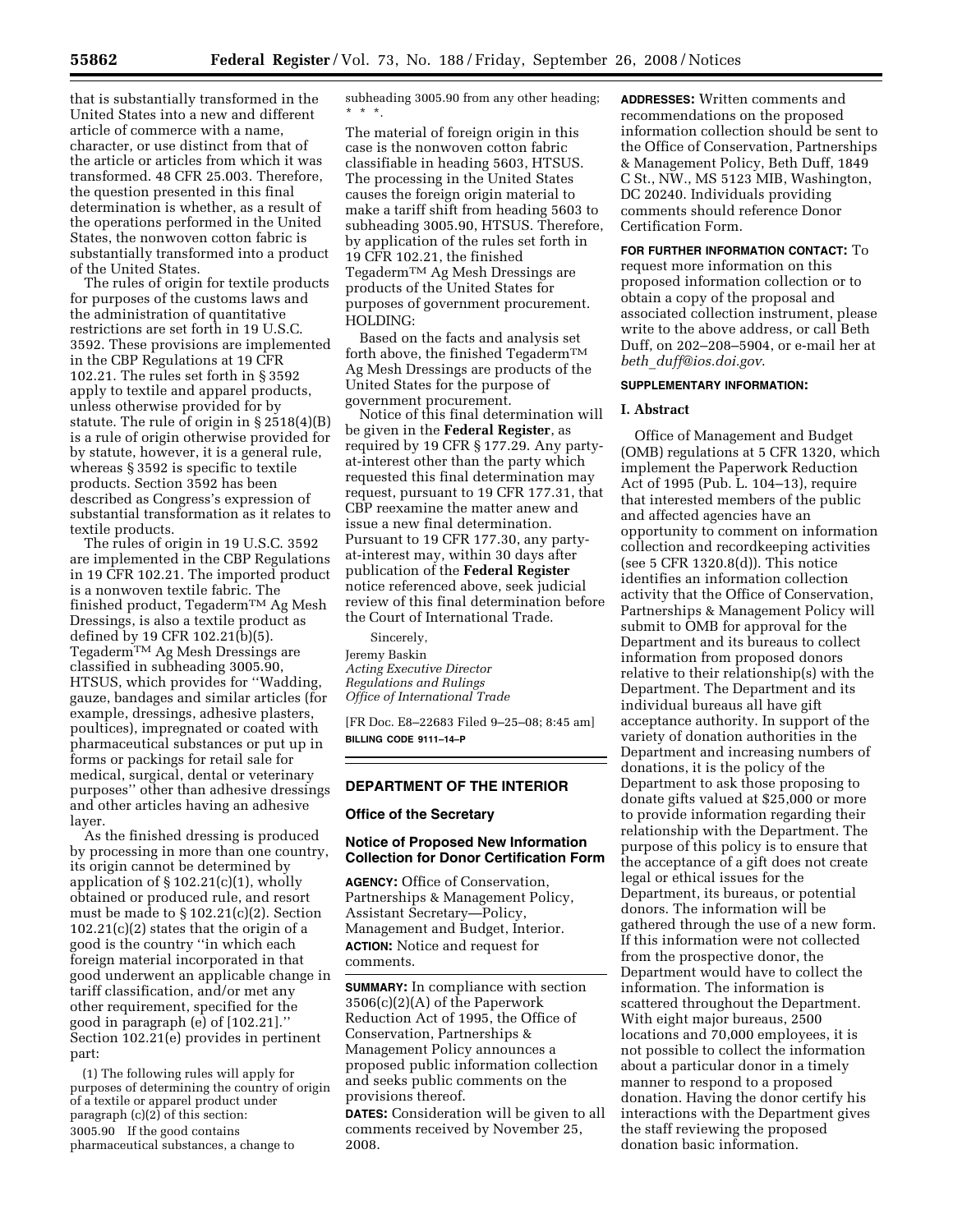that is substantially transformed in the United States into a new and different article of commerce with a name, character, or use distinct from that of the article or articles from which it was transformed. 48 CFR 25.003. Therefore, the question presented in this final determination is whether, as a result of the operations performed in the United States, the nonwoven cotton fabric is substantially transformed into a product of the United States.

The rules of origin for textile products for purposes of the customs laws and the administration of quantitative restrictions are set forth in 19 U.S.C. 3592. These provisions are implemented in the CBP Regulations at 19 CFR 102.21. The rules set forth in § 3592 apply to textile and apparel products, unless otherwise provided for by statute. The rule of origin in § 2518(4)(B) is a rule of origin otherwise provided for by statute, however, it is a general rule, whereas § 3592 is specific to textile products. Section 3592 has been described as Congress's expression of substantial transformation as it relates to textile products.

The rules of origin in 19 U.S.C. 3592 are implemented in the CBP Regulations in 19 CFR 102.21. The imported product is a nonwoven textile fabric. The finished product, Tegaderm™ Ag Mesh Dressings, is also a textile product as defined by 19 CFR 102.21(b)(5). Tegaderm™ Ag Mesh Dressings are classified in subheading 3005.90, HTSUS, which provides for ''Wadding, gauze, bandages and similar articles (for example, dressings, adhesive plasters, poultices), impregnated or coated with pharmaceutical substances or put up in forms or packings for retail sale for medical, surgical, dental or veterinary purposes'' other than adhesive dressings and other articles having an adhesive layer.

As the finished dressing is produced by processing in more than one country, its origin cannot be determined by application of § 102.21(c)(1), wholly obtained or produced rule, and resort must be made to § 102.21(c)(2). Section 102.21(c)(2) states that the origin of a good is the country ''in which each foreign material incorporated in that good underwent an applicable change in tariff classification, and/or met any other requirement, specified for the good in paragraph (e) of [102.21].'' Section 102.21(e) provides in pertinent part:

(1) The following rules will apply for purposes of determining the country of origin of a textile or apparel product under paragraph (c)(2) of this section:

3005.90 If the good contains pharmaceutical substances, a change to subheading 3005.90 from any other heading; * * *.

The material of foreign origin in this case is the nonwoven cotton fabric classifiable in heading 5603, HTSUS. The processing in the United States causes the foreign origin material to make a tariff shift from heading 5603 to subheading 3005.90, HTSUS. Therefore, by application of the rules set forth in 19 CFR 102.21, the finished Tegaderm™ Ag Mesh Dressings are products of the United States for purposes of government procurement.

HOLDING:

Based on the facts and analysis set forth above, the finished Tegaderm™ Ag Mesh Dressings are products of the United States for the purpose of government procurement.

Notice of this final determination will be given in the **Federal Register**, as required by 19 CFR § 177.29. Any party-at-interest other than the party which requested this final determination may request, pursuant to 19 CFR 177.31, that CBP reexamine the matter anew and issue a new final determination. Pursuant to 19 CFR 177.30, any party-at-interest may, within 30 days after publication of the **Federal Register** notice referenced above, seek judicial review of this final determination before the Court of International Trade.

Sincerely,

Jeremy Baskin
*Acting Executive Director*
*Regulations and Rulings*
*Office of International Trade*

[FR Doc. E8–22683 Filed 9–25–08; 8:45 am]

**BILLING CODE 9111–14–P**

## DEPARTMENT OF THE INTERIOR

### Office of the Secretary

### Notice of Proposed New Information Collection for Donor Certification Form

**AGENCY:** Office of Conservation, Partnerships & Management Policy, Assistant Secretary—Policy, Management and Budget, Interior.

**ACTION:** Notice and request for comments.

**SUMMARY:** In compliance with section 3506(c)(2)(A) of the Paperwork Reduction Act of 1995, the Office of Conservation, Partnerships & Management Policy announces a proposed public information collection and seeks public comments on the provisions thereof.

**DATES:** Consideration will be given to all comments received by November 25, 2008.

**ADDRESSES:** Written comments and recommendations on the proposed information collection should be sent to the Office of Conservation, Partnerships & Management Policy, Beth Duff, 1849 C St., NW., MS 5123 MIB, Washington, DC 20240. Individuals providing comments should reference Donor Certification Form.

**FOR FURTHER INFORMATION CONTACT:** To request more information on this proposed information collection or to obtain a copy of the proposal and associated collection instrument, please write to the above address, or call Beth Duff, on 202–208–5904, or e-mail her at *beth_duff@ios.doi.gov*.

**SUPPLEMENTARY INFORMATION:**

**I. Abstract**

Office of Management and Budget (OMB) regulations at 5 CFR 1320, which implement the Paperwork Reduction Act of 1995 (Pub. L. 104–13), require that interested members of the public and affected agencies have an opportunity to comment on information collection and recordkeeping activities (see 5 CFR 1320.8(d)). This notice identifies an information collection activity that the Office of Conservation, Partnerships & Management Policy will submit to OMB for approval for the Department and its bureaus to collect information from proposed donors relative to their relationship(s) with the Department. The Department and its individual bureaus all have gift acceptance authority. In support of the variety of donation authorities in the Department and increasing numbers of donations, it is the policy of the Department to ask those proposing to donate gifts valued at $25,000 or more to provide information regarding their relationship with the Department. The purpose of this policy is to ensure that the acceptance of a gift does not create legal or ethical issues for the Department, its bureaus, or potential donors. The information will be gathered through the use of a new form. If this information were not collected from the prospective donor, the Department would have to collect the information. The information is scattered throughout the Department. With eight major bureaus, 2500 locations and 70,000 employees, it is not possible to collect the information about a particular donor in a timely manner to respond to a proposed donation. Having the donor certify his interactions with the Department gives the staff reviewing the proposed donation basic information.